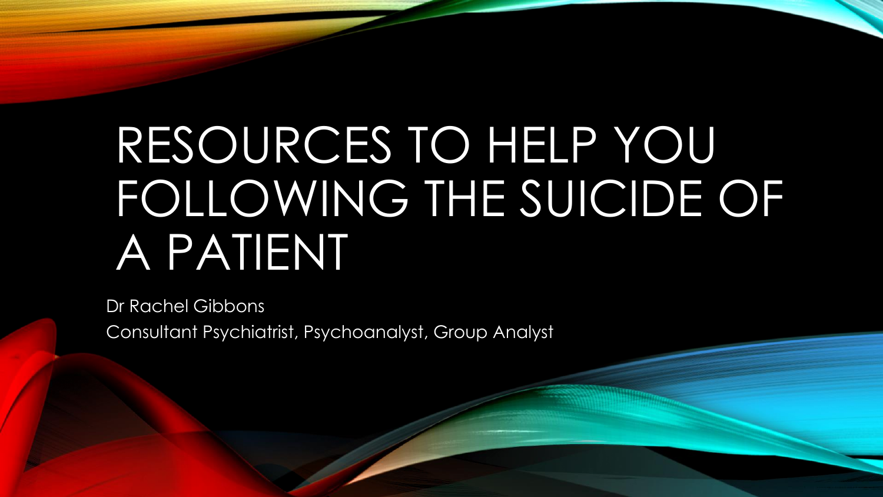# RESOURCES TO HELP YOU FOLLOWING THE SUICIDE OF A PATIENT

Dr Rachel Gibbons

Consultant Psychiatrist, Psychoanalyst, Group Analyst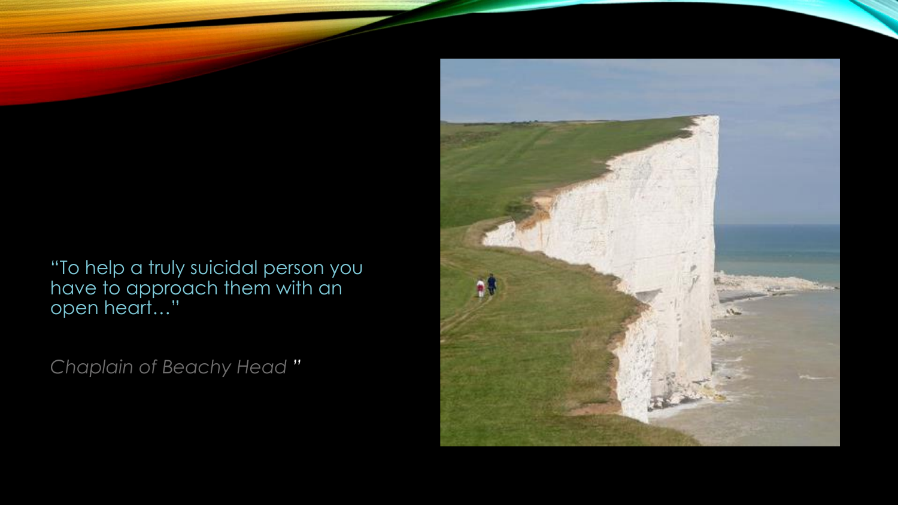"To help a truly suicidal person you have to approach them with an open heart…"

*Chaplain of Beachy Head* "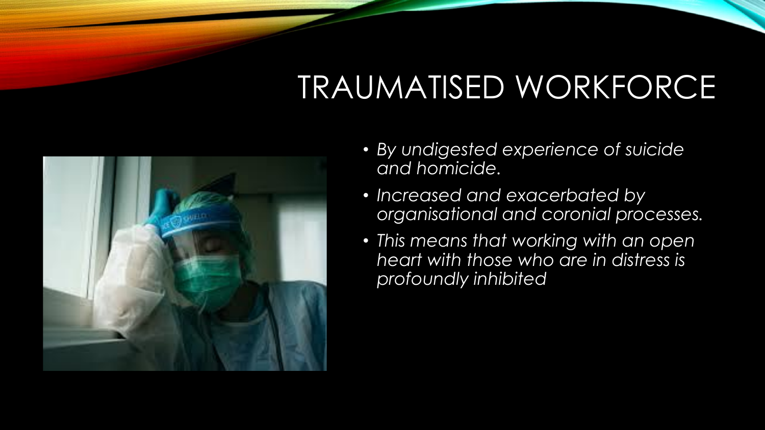# TRAUMATISED WORKFORCE

- *By undigested experience of suicide and homicide.*
- *Increased and exacerbated by organisational and coronial processes.*
- *This means that working with an open heart with those who are in distress is profoundly inhibited*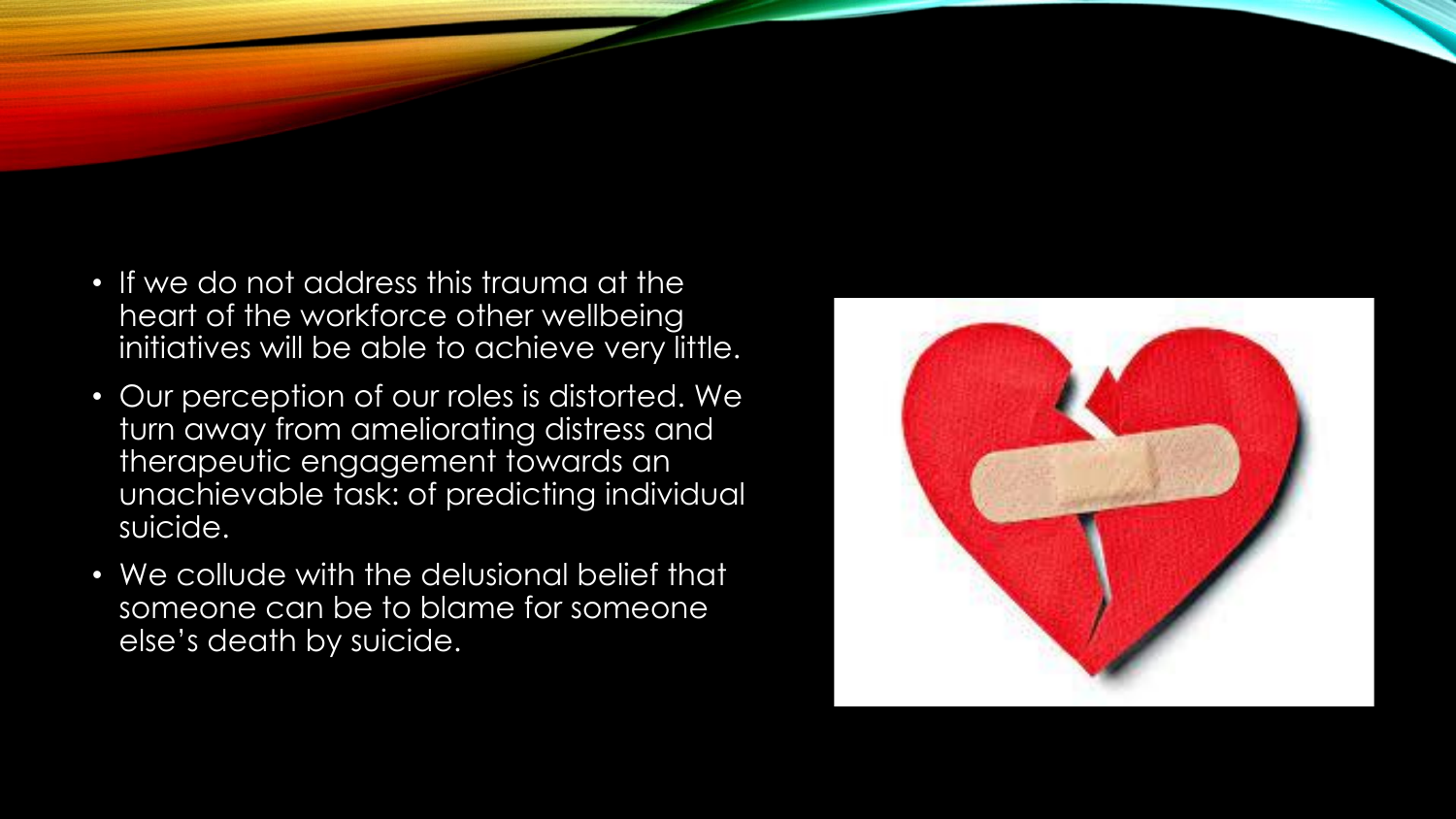- If we do not address this trauma at the heart of the workforce other wellbeing initiatives will be able to achieve very little.
- Our perception of our roles is distorted. We turn away from ameliorating distress and therapeutic engagement towards an unachievable task: of predicting individual suicide.
- We collude with the delusional belief that someone can be to blame for someone else's death by suicide.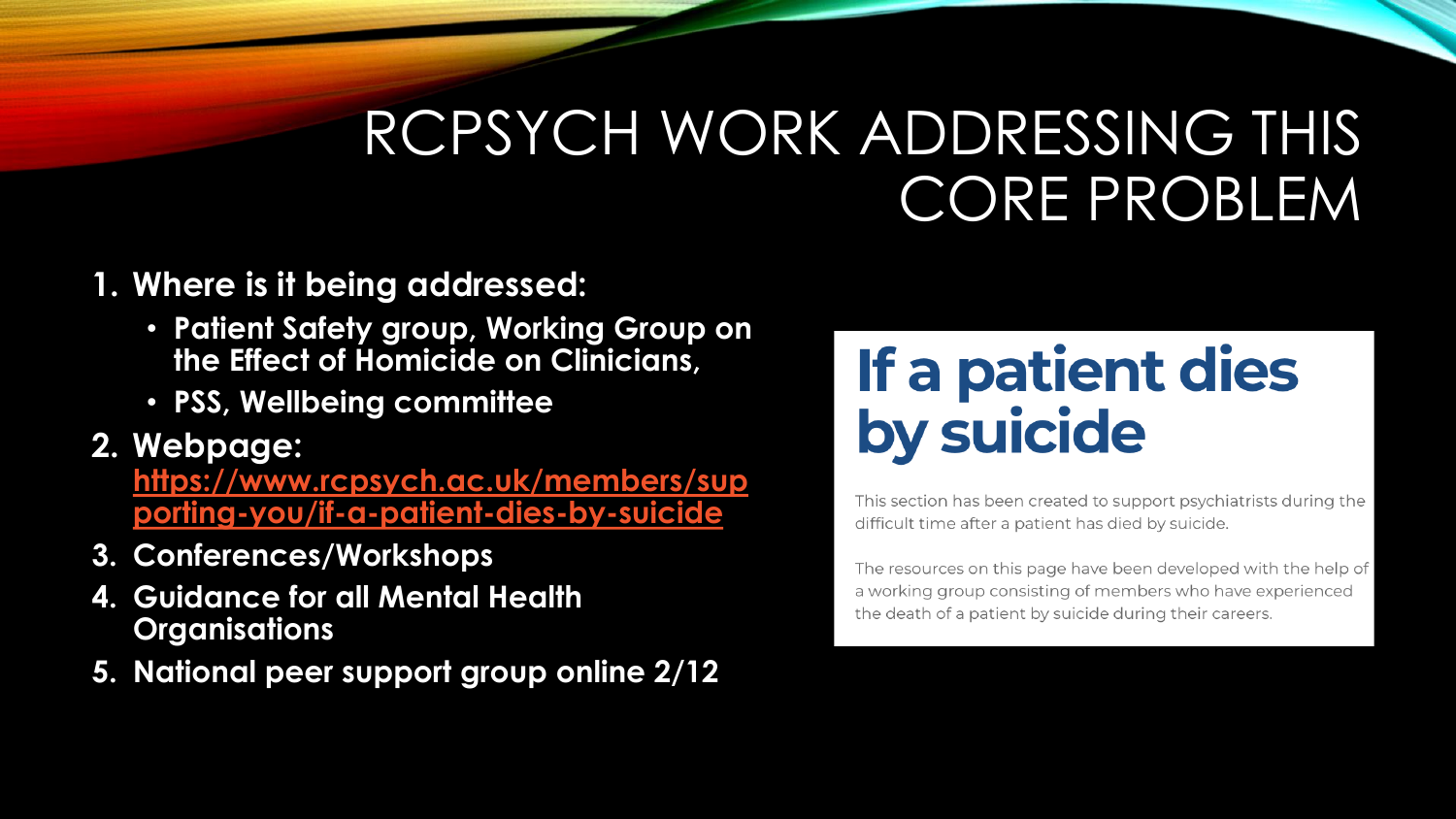# RCPSYCH WORK ADDRESSING THIS CORE PROBLEM

1. **Where is it being addressed:**
   - **Patient Safety group, Working Group on the Effect of Homicide on Clinicians,**
   - **PSS, Wellbeing committee**
2. **Webpage:** **https://www.rcpsych.ac.uk/members/supporting-you/if-a-patient-dies-by-suicide**
3. **Conferences/Workshops**
4. **Guidance for all Mental Health Organisations**
5. **National peer support group online 2/12**

## If a patient dies by suicide

This section has been created to support psychiatrists during the difficult time after a patient has died by suicide.

The resources on this page have been developed with the help of a working group consisting of members who have experienced the death of a patient by suicide during their careers.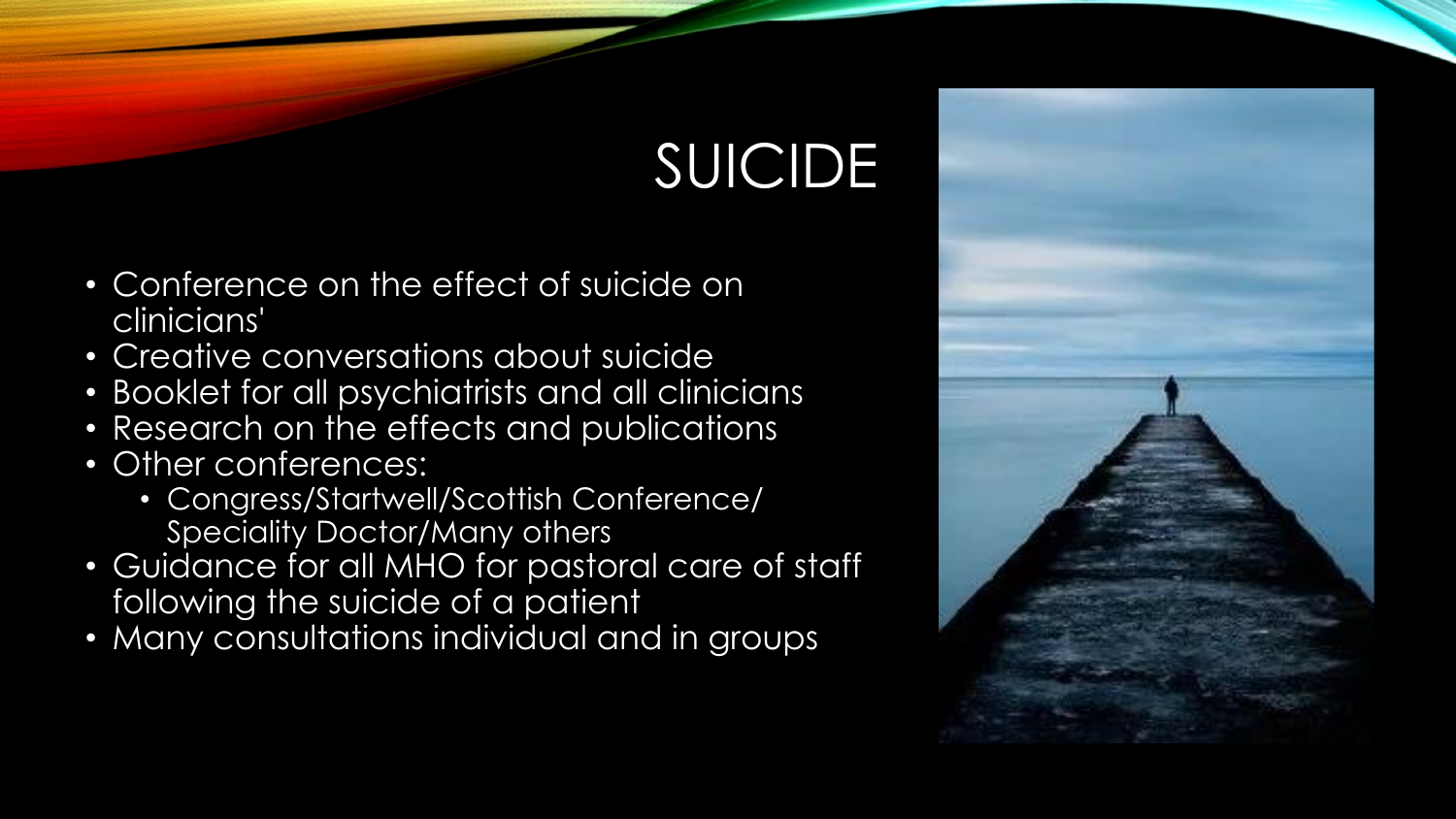# SUICIDE

- Conference on the effect of suicide on clinicians'
- Creative conversations about suicide
- Booklet for all psychiatrists and all clinicians
- Research on the effects and publications
- Other conferences:
  - Congress/Startwell/Scottish Conference/ Speciality Doctor/Many others
- Guidance for all MHO for pastoral care of staff following the suicide of a patient
- Many consultations individual and in groups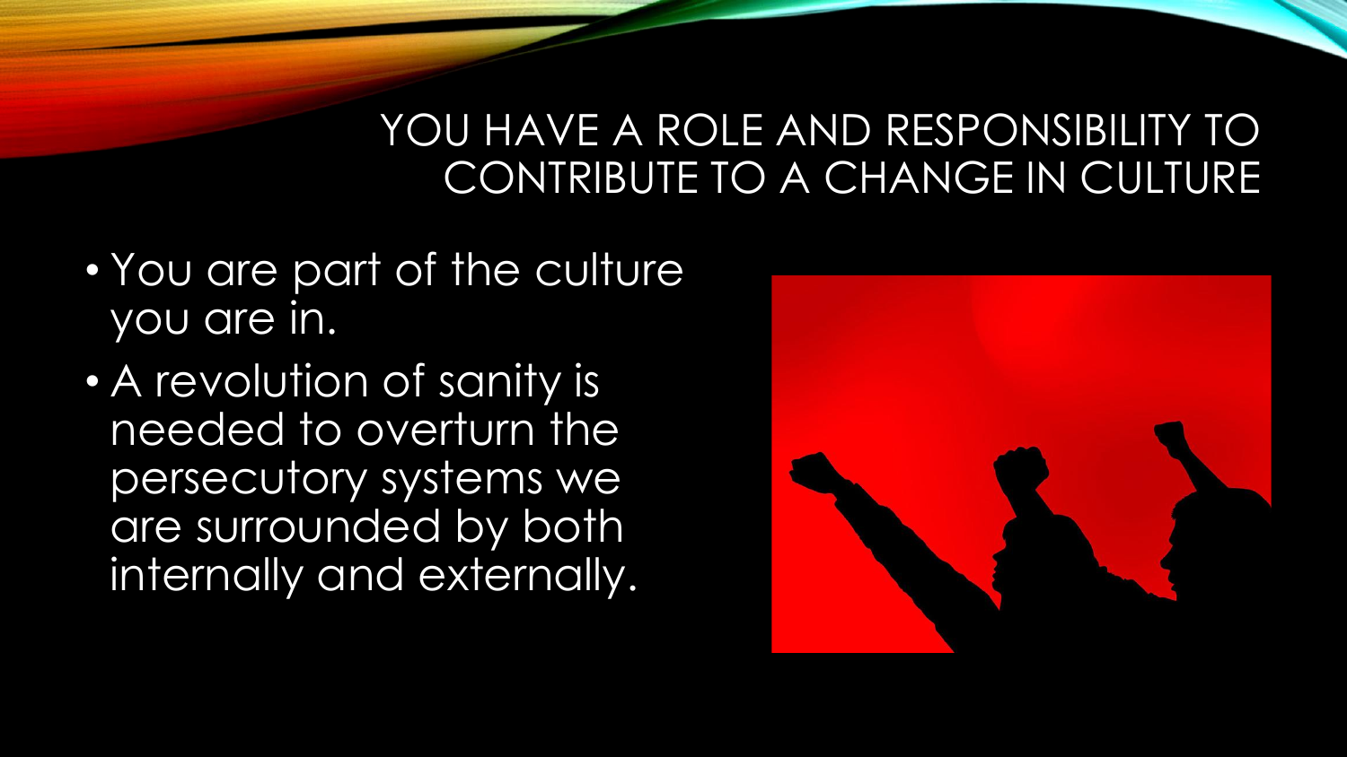# YOU HAVE A ROLE AND RESPONSIBILITY TO CONTRIBUTE TO A CHANGE IN CULTURE

- You are part of the culture you are in.
- A revolution of sanity is needed to overturn the persecutory systems we are surrounded by both internally and externally.